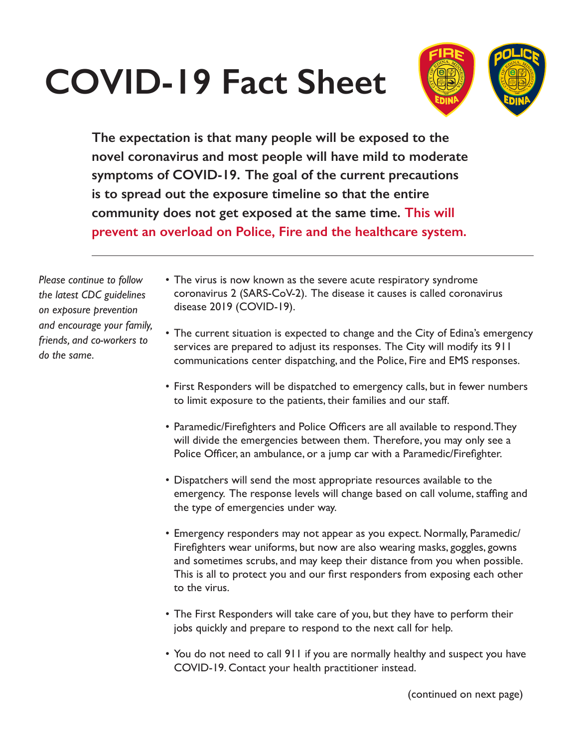# COVID-19 Fact Sheet

**The expectation is that many people will be exposed to the novel coronavirus and most people will have mild to moderate symptoms of COVID-19. The goal of the current precautions is to spread out the exposure timeline so that the entire community does not get exposed at the same time. This will prevent an overload on Police, Fire and the healthcare system.**

---

*Please continue to follow the latest CDC guidelines on exposure prevention and encourage your family, friends, and co-workers to do the same.*

- The virus is now known as the severe acute respiratory syndrome coronavirus 2 (SARS-CoV-2). The disease it causes is called coronavirus disease 2019 (COVID-19).
- The current situation is expected to change and the City of Edina's emergency services are prepared to adjust its responses. The City will modify its 911 communications center dispatching, and the Police, Fire and EMS responses.
- First Responders will be dispatched to emergency calls, but in fewer numbers to limit exposure to the patients, their families and our staff.
- Paramedic/Firefighters and Police Officers are all available to respond. They will divide the emergencies between them. Therefore, you may only see a Police Officer, an ambulance, or a jump car with a Paramedic/Firefighter.
- Dispatchers will send the most appropriate resources available to the emergency. The response levels will change based on call volume, staffing and the type of emergencies under way.
- Emergency responders may not appear as you expect. Normally, Paramedic/Firefighters wear uniforms, but now are also wearing masks, goggles, gowns and sometimes scrubs, and may keep their distance from you when possible. This is all to protect you and our first responders from exposing each other to the virus.
- The First Responders will take care of you, but they have to perform their jobs quickly and prepare to respond to the next call for help.
- You do not need to call 911 if you are normally healthy and suspect you have COVID-19. Contact your health practitioner instead.

(continued on next page)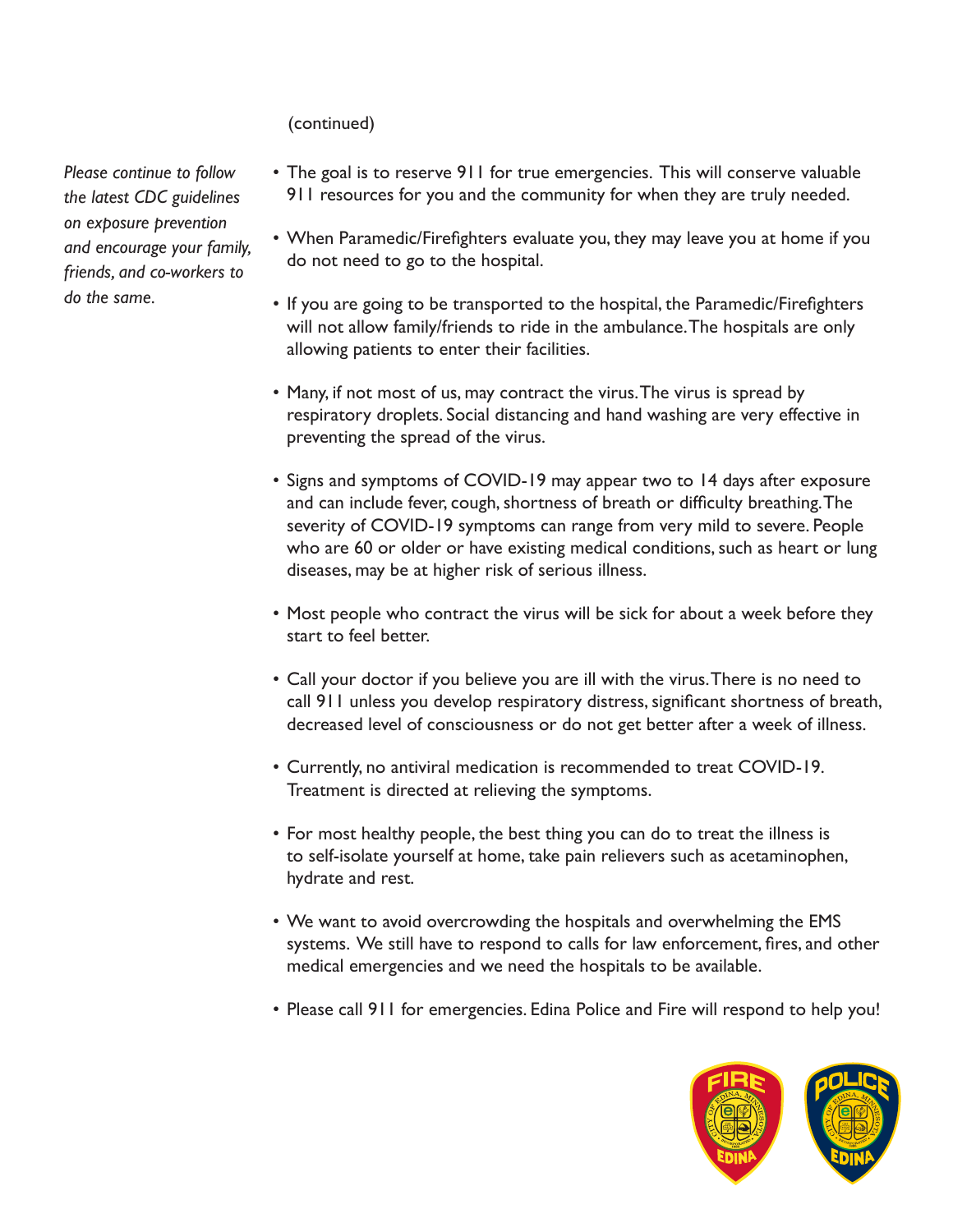(continued)

*Please continue to follow the latest CDC guidelines on exposure prevention and encourage your family, friends, and co-workers to do the same.*

- The goal is to reserve 911 for true emergencies. This will conserve valuable 911 resources for you and the community for when they are truly needed.
- When Paramedic/Firefighters evaluate you, they may leave you at home if you do not need to go to the hospital.
- If you are going to be transported to the hospital, the Paramedic/Firefighters will not allow family/friends to ride in the ambulance. The hospitals are only allowing patients to enter their facilities.
- Many, if not most of us, may contract the virus. The virus is spread by respiratory droplets. Social distancing and hand washing are very effective in preventing the spread of the virus.
- Signs and symptoms of COVID-19 may appear two to 14 days after exposure and can include fever, cough, shortness of breath or difficulty breathing. The severity of COVID-19 symptoms can range from very mild to severe. People who are 60 or older or have existing medical conditions, such as heart or lung diseases, may be at higher risk of serious illness.
- Most people who contract the virus will be sick for about a week before they start to feel better.
- Call your doctor if you believe you are ill with the virus. There is no need to call 911 unless you develop respiratory distress, significant shortness of breath, decreased level of consciousness or do not get better after a week of illness.
- Currently, no antiviral medication is recommended to treat COVID-19. Treatment is directed at relieving the symptoms.
- For most healthy people, the best thing you can do to treat the illness is to self-isolate yourself at home, take pain relievers such as acetaminophen, hydrate and rest.
- We want to avoid overcrowding the hospitals and overwhelming the EMS systems. We still have to respond to calls for law enforcement, fires, and other medical emergencies and we need the hospitals to be available.
- Please call 911 for emergencies. Edina Police and Fire will respond to help you!